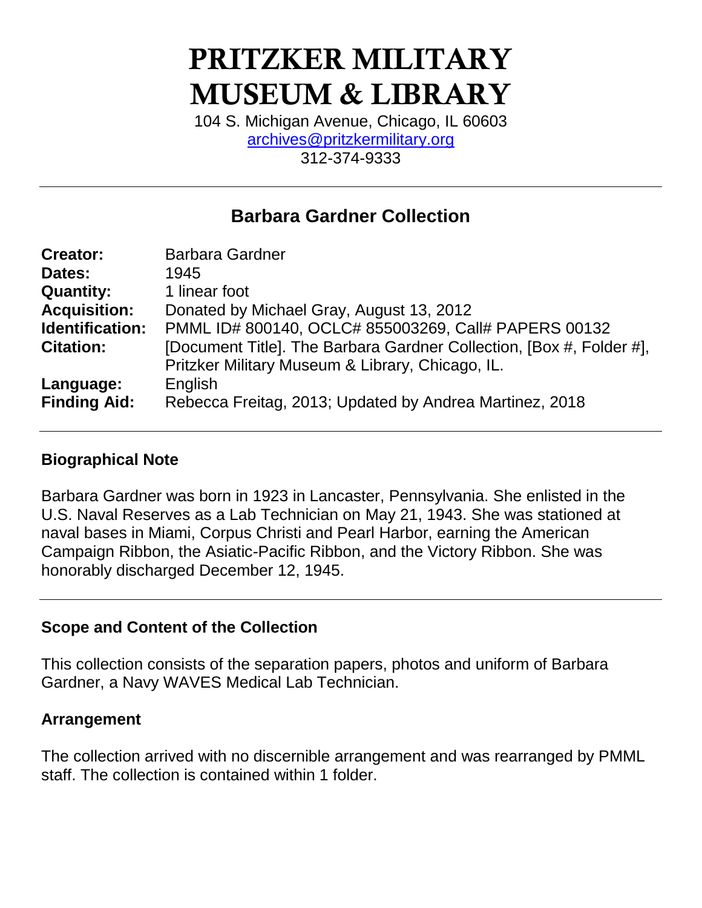# PRITZKER MILITARY MUSEUM & LIBRARY

104 S. Michigan Avenue, Chicago, IL 60603
archives@pritzkermilitary.org
312-374-9333

## Barbara Gardner Collection

| | |
|---|---|
| **Creator:** | Barbara Gardner |
| **Dates:** | 1945 |
| **Quantity:** | 1 linear foot |
| **Acquisition:** | Donated by Michael Gray, August 13, 2012 |
| **Identification:** | PMML ID# 800140, OCLC# 855003269, Call# PAPERS 00132 |
| **Citation:** | [Document Title]. The Barbara Gardner Collection, [Box #, Folder #], Pritzker Military Museum & Library, Chicago, IL. |
| **Language:** | English |
| **Finding Aid:** | Rebecca Freitag, 2013; Updated by Andrea Martinez, 2018 |

### Biographical Note

Barbara Gardner was born in 1923 in Lancaster, Pennsylvania. She enlisted in the U.S. Naval Reserves as a Lab Technician on May 21, 1943. She was stationed at naval bases in Miami, Corpus Christi and Pearl Harbor, earning the American Campaign Ribbon, the Asiatic-Pacific Ribbon, and the Victory Ribbon. She was honorably discharged December 12, 1945.

### Scope and Content of the Collection

This collection consists of the separation papers, photos and uniform of Barbara Gardner, a Navy WAVES Medical Lab Technician.

### Arrangement

The collection arrived with no discernible arrangement and was rearranged by PMML staff. The collection is contained within 1 folder.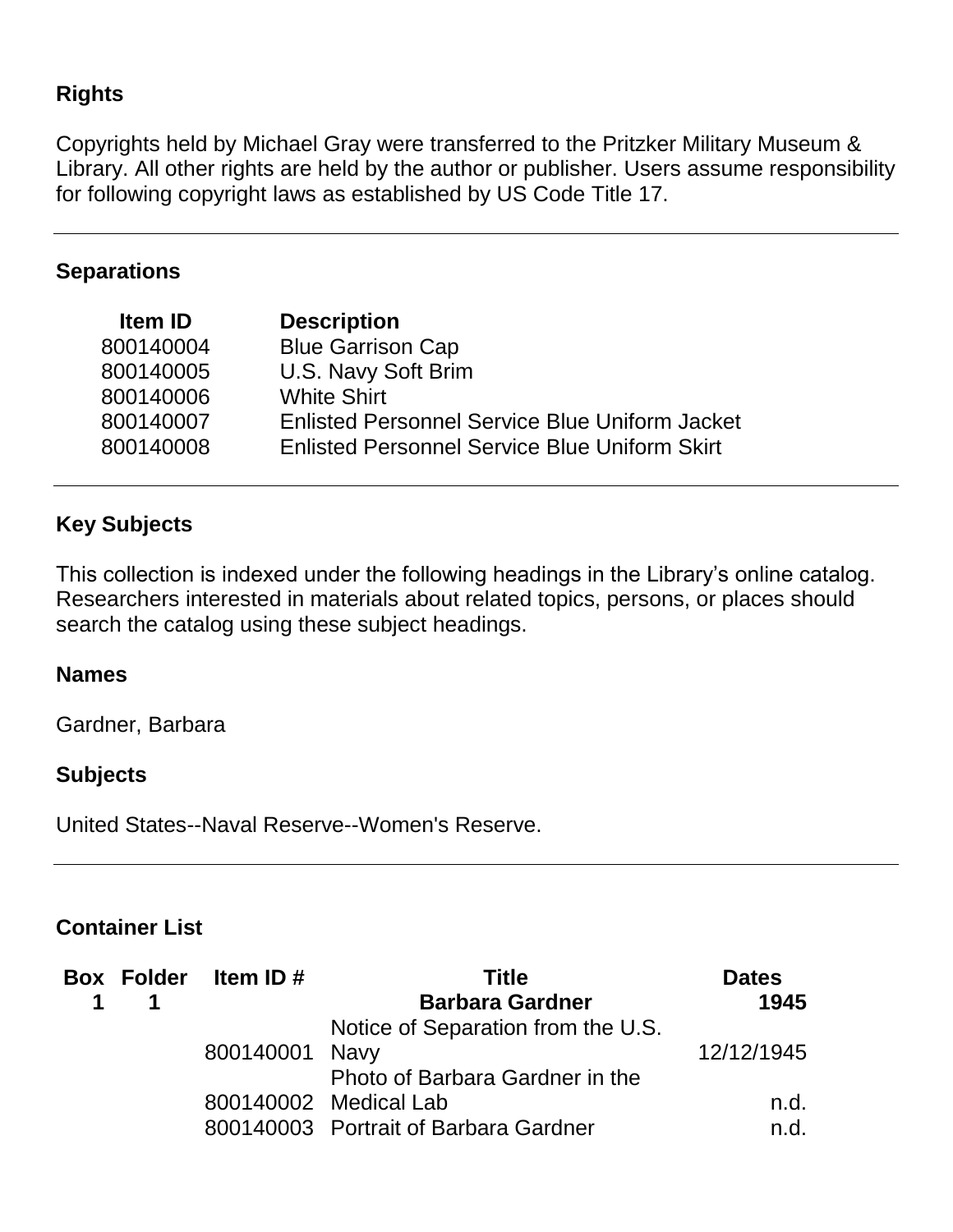## Rights

Copyrights held by Michael Gray were transferred to the Pritzker Military Museum & Library. All other rights are held by the author or publisher. Users assume responsibility for following copyright laws as established by US Code Title 17.

---

## Separations

| Item ID | Description |
|---|---|
| 800140004 | Blue Garrison Cap |
| 800140005 | U.S. Navy Soft Brim |
| 800140006 | White Shirt |
| 800140007 | Enlisted Personnel Service Blue Uniform Jacket |
| 800140008 | Enlisted Personnel Service Blue Uniform Skirt |

---

## Key Subjects

This collection is indexed under the following headings in the Library's online catalog. Researchers interested in materials about related topics, persons, or places should search the catalog using these subject headings.

### Names

Gardner, Barbara

### Subjects

United States--Naval Reserve--Women's Reserve.

---

## Container List

| Box | Folder | Item ID # | Title | Dates |
|---|---|---|---|---|
| **1** | **1** | | **Barbara Gardner** | **1945** |
| | | 800140001 | Notice of Separation from the U.S. Navy | 12/12/1945 |
| | | 800140002 | Photo of Barbara Gardner in the Medical Lab | n.d. |
| | | 800140003 | Portrait of Barbara Gardner | n.d. |